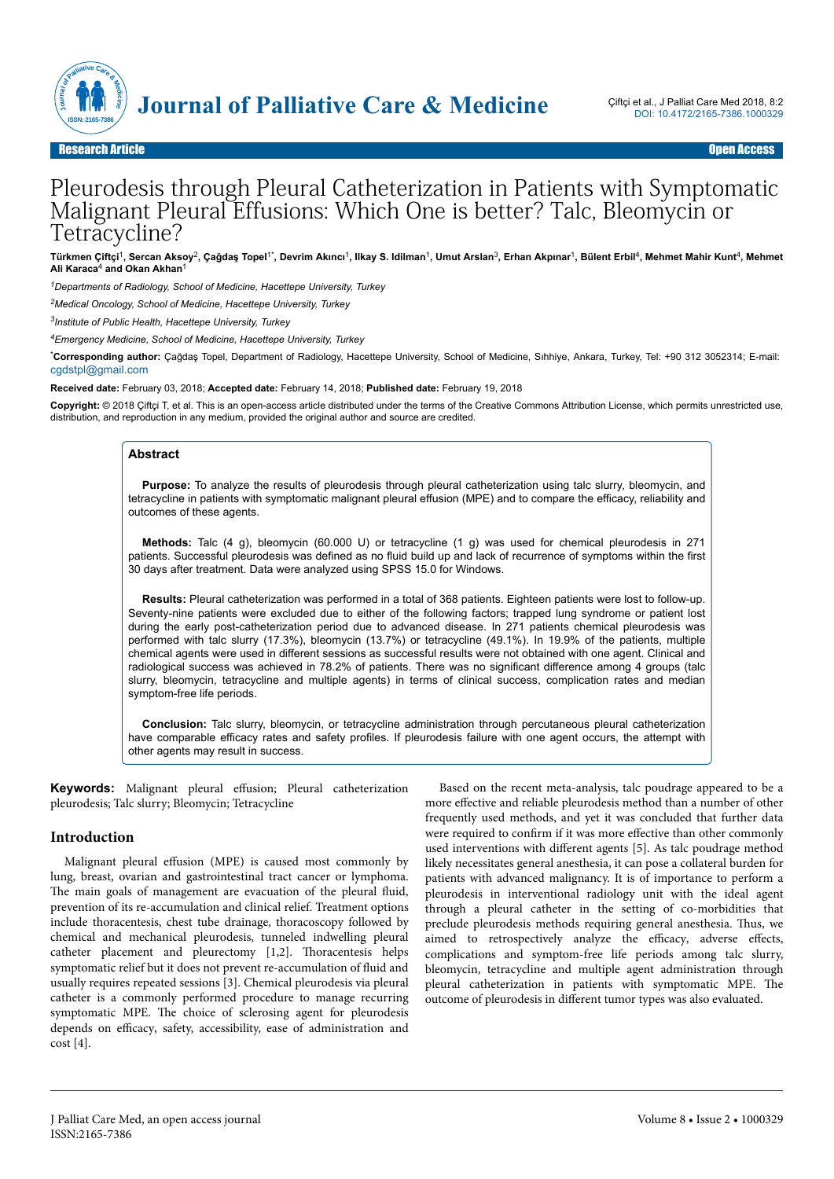Research Article | Open Access

# Pleurodesis through Pleural Catheterization in Patients with Symptomatic Malignant Pleural Effusions: Which One is better? Talc, Bleomycin or Tetracycline?

**Türkmen Çiftçi[1], Sercan Aksoy[2], Çağdaş Topel[1*], Devrim Akıncı[1], Ilkay S. Idilman[1], Umut Arslan[3], Erhan Akpınar[1], Bülent Erbil[4], Mehmet Mahir Kunt[4], Mehmet Ali Karaca[4] and Okan Akhan[1]**

*[1]Departments of Radiology, School of Medicine, Hacettepe University, Turkey*

*[2]Medical Oncology, School of Medicine, Hacettepe University, Turkey*

*[3]Institute of Public Health, Hacettepe University, Turkey*

*[4]Emergency Medicine, School of Medicine, Hacettepe University, Turkey*

[*]**Corresponding author:** Çağdaş Topel, Department of Radiology, Hacettepe University, School of Medicine, Sıhhiye, Ankara, Turkey, Tel: +90 312 3052314; E-mail: cgdstpl@gmail.com

**Received date:** February 03, 2018; **Accepted date:** February 14, 2018; **Published date:** February 19, 2018

**Copyright:** © 2018 Çiftçi T, et al. This is an open-access article distributed under the terms of the Creative Commons Attribution License, which permits unrestricted use, distribution, and reproduction in any medium, provided the original author and source are credited.

## Abstract

**Purpose:** To analyze the results of pleurodesis through pleural catheterization using talc slurry, bleomycin, and tetracycline in patients with symptomatic malignant pleural effusion (MPE) and to compare the efficacy, reliability and outcomes of these agents.

**Methods:** Talc (4 g), bleomycin (60.000 U) or tetracycline (1 g) was used for chemical pleurodesis in 271 patients. Successful pleurodesis was defined as no fluid build up and lack of recurrence of symptoms within the first 30 days after treatment. Data were analyzed using SPSS 15.0 for Windows.

**Results:** Pleural catheterization was performed in a total of 368 patients. Eighteen patients were lost to follow-up. Seventy-nine patients were excluded due to either of the following factors; trapped lung syndrome or patient lost during the early post-catheterization period due to advanced disease. In 271 patients chemical pleurodesis was performed with talc slurry (17.3%), bleomycin (13.7%) or tetracycline (49.1%). In 19.9% of the patients, multiple chemical agents were used in different sessions as successful results were not obtained with one agent. Clinical and radiological success was achieved in 78.2% of patients. There was no significant difference among 4 groups (talc slurry, bleomycin, tetracycline and multiple agents) in terms of clinical success, complication rates and median symptom-free life periods.

**Conclusion:** Talc slurry, bleomycin, or tetracycline administration through percutaneous pleural catheterization have comparable efficacy rates and safety profiles. If pleurodesis failure with one agent occurs, the attempt with other agents may result in success.

**Keywords:** Malignant pleural effusion; Pleural catheterization pleurodesis; Talc slurry; Bleomycin; Tetracycline

## Introduction

Malignant pleural effusion (MPE) is caused most commonly by lung, breast, ovarian and gastrointestinal tract cancer or lymphoma. The main goals of management are evacuation of the pleural fluid, prevention of its re-accumulation and clinical relief. Treatment options include thoracentesis, chest tube drainage, thoracoscopy followed by chemical and mechanical pleurodesis, tunneled indwelling pleural catheter placement and pleurectomy [1,2]. Thoracentesis helps symptomatic relief but it does not prevent re-accumulation of fluid and usually requires repeated sessions [3]. Chemical pleurodesis via pleural catheter is a commonly performed procedure to manage recurring symptomatic MPE. The choice of sclerosing agent for pleurodesis depends on efficacy, safety, accessibility, ease of administration and cost [4].

Based on the recent meta-analysis, talc poudrage appeared to be a more effective and reliable pleurodesis method than a number of other frequently used methods, and yet it was concluded that further data were required to confirm if it was more effective than other commonly used interventions with different agents [5]. As talc poudrage method likely necessitates general anesthesia, it can pose a collateral burden for patients with advanced malignancy. It is of importance to perform a pleurodesis in interventional radiology unit with the ideal agent through a pleural catheter in the setting of co-morbidities that preclude pleurodesis methods requiring general anesthesia. Thus, we aimed to retrospectively analyze the efficacy, adverse effects, complications and symptom-free life periods among talc slurry, bleomycin, tetracycline and multiple agent administration through pleural catheterization in patients with symptomatic MPE. The outcome of pleurodesis in different tumor types was also evaluated.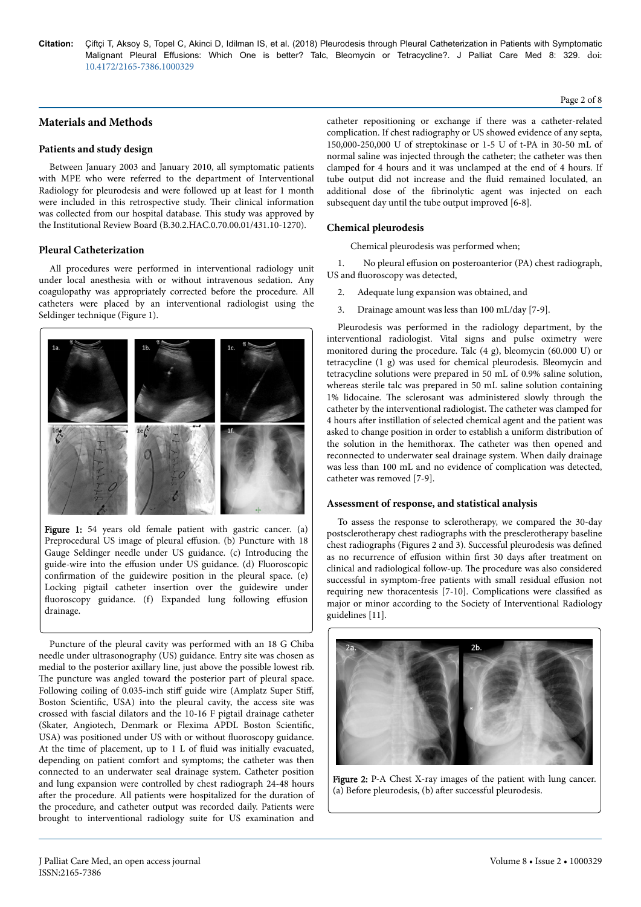## Materials and Methods

### Patients and study design

Between January 2003 and January 2010, all symptomatic patients with MPE who were referred to the department of Interventional Radiology for pleurodesis and were followed up at least for 1 month were included in this retrospective study. Their clinical information was collected from our hospital database. This study was approved by the Institutional Review Board (B.30.2.HAC.0.70.00.01/431.10-1270).

### Pleural Catheterization

All procedures were performed in interventional radiology unit under local anesthesia with or without intravenous sedation. Any coagulopathy was appropriately corrected before the procedure. All catheters were placed by an interventional radiologist using the Seldinger technique (Figure 1).

**Figure 1:** 54 years old female patient with gastric cancer. (a) Preprocedural US image of pleural effusion. (b) Puncture with 18 Gauge Seldinger needle under US guidance. (c) Introducing the guide-wire into the effusion under US guidance. (d) Fluoroscopic confirmation of the guidewire position in the pleural space. (e) Locking pigtail catheter insertion over the guidewire under fluoroscopy guidance. (f) Expanded lung following effusion drainage.

Puncture of the pleural cavity was performed with an 18 G Chiba needle under ultrasonography (US) guidance. Entry site was chosen as medial to the posterior axillary line, just above the possible lowest rib. The puncture was angled toward the posterior part of pleural space. Following coiling of 0.035-inch stiff guide wire (Amplatz Super Stiff, Boston Scientific, USA) into the pleural cavity, the access site was crossed with fascial dilators and the 10-16 F pigtail drainage catheter (Skater, Angiotech, Denmark or Flexima APDL Boston Scientific, USA) was positioned under US with or without fluoroscopy guidance. At the time of placement, up to 1 L of fluid was initially evacuated, depending on patient comfort and symptoms; the catheter was then connected to an underwater seal drainage system. Catheter position and lung expansion were controlled by chest radiograph 24-48 hours after the procedure. All patients were hospitalized for the duration of the procedure, and catheter output was recorded daily. Patients were brought to interventional radiology suite for US examination and catheter repositioning or exchange if there was a catheter-related complication. If chest radiography or US showed evidence of any septa, 150,000-250,000 U of streptokinase or 1-5 U of t-PA in 30-50 mL of normal saline was injected through the catheter; the catheter was then clamped for 4 hours and it was unclamped at the end of 4 hours. If tube output did not increase and the fluid remained loculated, an additional dose of the fibrinolytic agent was injected on each subsequent day until the tube output improved [6-8].

### Chemical pleurodesis

Chemical pleurodesis was performed when;

1. No pleural effusion on posteroanterior (PA) chest radiograph, US and fluoroscopy was detected,
2. Adequate lung expansion was obtained, and
3. Drainage amount was less than 100 mL/day [7-9].

Pleurodesis was performed in the radiology department, by the interventional radiologist. Vital signs and pulse oximetry were monitored during the procedure. Talc (4 g), bleomycin (60.000 U) or tetracycline (1 g) was used for chemical pleurodesis. Bleomycin and tetracycline solutions were prepared in 50 mL of 0.9% saline solution, whereas sterile talc was prepared in 50 mL saline solution containing 1% lidocaine. The sclerosant was administered slowly through the catheter by the interventional radiologist. The catheter was clamped for 4 hours after instillation of selected chemical agent and the patient was asked to change position in order to establish a uniform distribution of the solution in the hemithorax. The catheter was then opened and reconnected to underwater seal drainage system. When daily drainage was less than 100 mL and no evidence of complication was detected, catheter was removed [7-9].

### Assessment of response, and statistical analysis

To assess the response to sclerotherapy, we compared the 30-day postsclerotherapy chest radiographs with the presclerotherapy baseline chest radiographs (Figures 2 and 3). Successful pleurodesis was defined as no recurrence of effusion within first 30 days after treatment on clinical and radiological follow-up. The procedure was also considered successful in symptom-free patients with small residual effusion not requiring new thoracentesis [7-10]. Complications were classified as major or minor according to the Society of Interventional Radiology guidelines [11].

**Figure 2:** P-A Chest X-ray images of the patient with lung cancer. (a) Before pleurodesis, (b) after successful pleurodesis.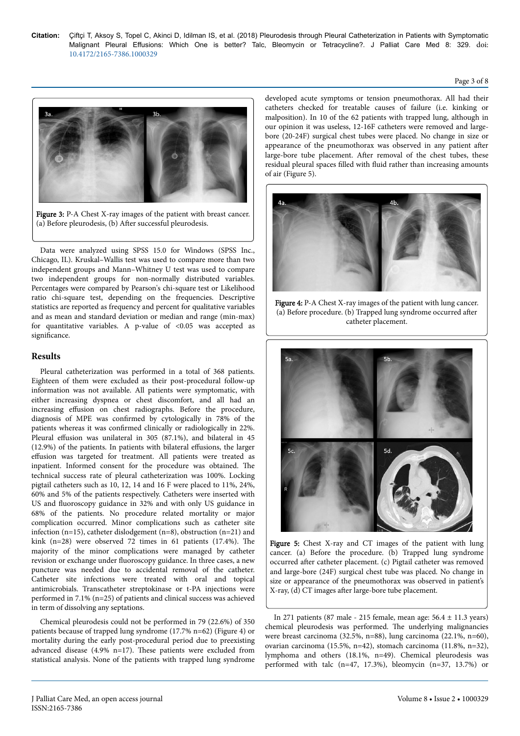Figure 3: P-A Chest X-ray images of the patient with breast cancer. (a) Before pleurodesis, (b) After successful pleurodesis.

Data were analyzed using SPSS 15.0 for Windows (SPSS Inc., Chicago, IL). Kruskal–Wallis test was used to compare more than two independent groups and Mann–Whitney U test was used to compare two independent groups for non-normally distributed variables. Percentages were compared by Pearson's chi-square test or Likelihood ratio chi-square test, depending on the frequencies. Descriptive statistics are reported as frequency and percent for qualitative variables and as mean and standard deviation or median and range (min-max) for quantitative variables. A p-value of <0.05 was accepted as significance.

## Results

Pleural catheterization was performed in a total of 368 patients. Eighteen of them were excluded as their post-procedural follow-up information was not available. All patients were symptomatic, with either increasing dyspnea or chest discomfort, and all had an increasing effusion on chest radiographs. Before the procedure, diagnosis of MPE was confirmed by cytologically in 78% of the patients whereas it was confirmed clinically or radiologically in 22%. Pleural effusion was unilateral in 305 (87.1%), and bilateral in 45 (12.9%) of the patients. In patients with bilateral effusions, the larger effusion was targeted for treatment. All patients were treated as inpatient. Informed consent for the procedure was obtained. The technical success rate of pleural catheterization was 100%. Locking pigtail catheters such as 10, 12, 14 and 16 F were placed to 11%, 24%, 60% and 5% of the patients respectively. Catheters were inserted with US and fluoroscopy guidance in 32% and with only US guidance in 68% of the patients. No procedure related mortality or major complication occurred. Minor complications such as catheter site infection (n=15), catheter dislodgement (n=8), obstruction (n=21) and kink (n=28) were observed 72 times in 61 patients (17.4%). The majority of the minor complications were managed by catheter revision or exchange under fluoroscopy guidance. In three cases, a new puncture was needed due to accidental removal of the catheter. Catheter site infections were treated with oral and topical antimicrobials. Transcatheter streptokinase or t-PA injections were performed in 7.1% (n=25) of patients and clinical success was achieved in term of dissolving any septations.

Chemical pleurodesis could not be performed in 79 (22.6%) of 350 patients because of trapped lung syndrome (17.7% n=62) (Figure 4) or mortality during the early post-procedural period due to preexisting advanced disease (4.9% n=17). These patients were excluded from statistical analysis. None of the patients with trapped lung syndrome developed acute symptoms or tension pneumothorax. All had their catheters checked for treatable causes of failure (i.e. kinking or malposition). In 10 of the 62 patients with trapped lung, although in our opinion it was useless, 12-16F catheters were removed and large-bore (20-24F) surgical chest tubes were placed. No change in size or appearance of the pneumothorax was observed in any patient after large-bore tube placement. After removal of the chest tubes, these residual pleural spaces filled with fluid rather than increasing amounts of air (Figure 5).

Figure 4: P-A Chest X-ray images of the patient with lung cancer. (a) Before procedure. (b) Trapped lung syndrome occurred after catheter placement.

Figure 5: Chest X-ray and CT images of the patient with lung cancer. (a) Before the procedure. (b) Trapped lung syndrome occurred after catheter placement. (c) Pigtail catheter was removed and large-bore (24F) surgical chest tube was placed. No change in size or appearance of the pneumothorax was observed in patient's X-ray, (d) CT images after large-bore tube placement.

In 271 patients (87 male - 215 female, mean age: 56.4 ± 11.3 years) chemical pleurodesis was performed. The underlying malignancies were breast carcinoma (32.5%, n=88), lung carcinoma (22.1%, n=60), ovarian carcinoma (15.5%, n=42), stomach carcinoma (11.8%, n=32), lymphoma and others (18.1%, n=49). Chemical pleurodesis was performed with talc (n=47, 17.3%), bleomycin (n=37, 13.7%) or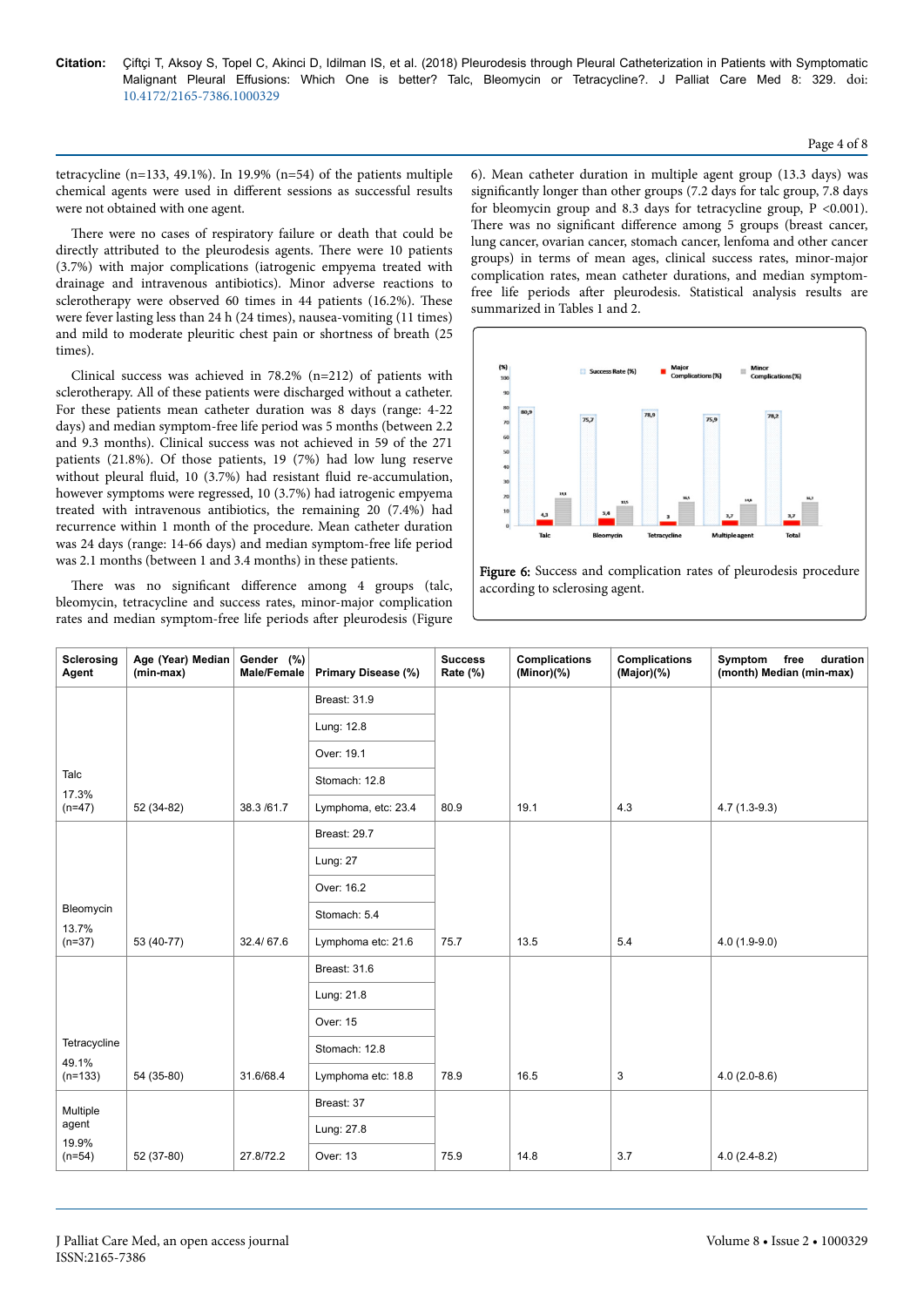tetracycline (n=133, 49.1%). In 19.9% (n=54) of the patients multiple chemical agents were used in different sessions as successful results were not obtained with one agent.

There were no cases of respiratory failure or death that could be directly attributed to the pleurodesis agents. There were 10 patients (3.7%) with major complications (iatrogenic empyema treated with drainage and intravenous antibiotics). Minor adverse reactions to sclerotherapy were observed 60 times in 44 patients (16.2%). These were fever lasting less than 24 h (24 times), nausea-vomiting (11 times) and mild to moderate pleuritic chest pain or shortness of breath (25 times).

Clinical success was achieved in 78.2% (n=212) of patients with sclerotherapy. All of these patients were discharged without a catheter. For these patients mean catheter duration was 8 days (range: 4-22 days) and median symptom-free life period was 5 months (between 2.2 and 9.3 months). Clinical success was not achieved in 59 of the 271 patients (21.8%). Of those patients, 19 (7%) had low lung reserve without pleural fluid, 10 (3.7%) had resistant fluid re-accumulation, however symptoms were regressed, 10 (3.7%) had iatrogenic empyema treated with intravenous antibiotics, the remaining 20 (7.4%) had recurrence within 1 month of the procedure. Mean catheter duration was 24 days (range: 14-66 days) and median symptom-free life period was 2.1 months (between 1 and 3.4 months) in these patients.

There was no significant difference among 4 groups (talc, bleomycin, tetracycline and success rates, minor-major complication rates and median symptom-free life periods after pleurodesis (Figure 6). Mean catheter duration in multiple agent group (13.3 days) was significantly longer than other groups (7.2 days for talc group, 7.8 days for bleomycin group and 8.3 days for tetracycline group, P <0.001). There was no significant difference among 5 groups (breast cancer, lung cancer, ovarian cancer, stomach cancer, lenfoma and other cancer groups) in terms of mean ages, clinical success rates, minor-major complication rates, mean catheter durations, and median symptom-free life periods after pleurodesis. Statistical analysis results are summarized in Tables 1 and 2.

**Figure 6:** Success and complication rates of pleurodesis procedure according to sclerosing agent.

| Sclerosing Agent | Age (Year) Median (min-max) | Gender (%) Male/Female | Primary Disease (%) | Success Rate (%) | Complications (Minor)(%) | Complications (Major)(%) | Symptom free duration (month) Median (min-max) |
|---|---|---|---|---|---|---|---|
| Talc 17.3% (n=47) | 52 (34-82) | 38.3 /61.7 | Breast: 31.9 | 80.9 | 19.1 | 4.3 | 4.7 (1.3-9.3) |
| | | | Lung: 12.8 | | | | |
| | | | Over: 19.1 | | | | |
| | | | Stomach: 12.8 | | | | |
| | | | Lymphoma, etc: 23.4 | | | | |
| Bleomycin 13.7% (n=37) | 53 (40-77) | 32.4/ 67.6 | Breast: 29.7 | 75.7 | 13.5 | 5.4 | 4.0 (1.9-9.0) |
| | | | Lung: 27 | | | | |
| | | | Over: 16.2 | | | | |
| | | | Stomach: 5.4 | | | | |
| | | | Lymphoma etc: 21.6 | | | | |
| Tetracycline 49.1% (n=133) | 54 (35-80) | 31.6/68.4 | Breast: 31.6 | 78.9 | 16.5 | 3 | 4.0 (2.0-8.6) |
| | | | Lung: 21.8 | | | | |
| | | | Over: 15 | | | | |
| | | | Stomach: 12.8 | | | | |
| | | | Lymphoma etc: 18.8 | | | | |
| Multiple agent 19.9% (n=54) | 52 (37-80) | 27.8/72.2 | Breast: 37 | 75.9 | 14.8 | 3.7 | 4.0 (2.4-8.2) |
| | | | Lung: 27.8 | | | | |
| | | | Over: 13 | | | | |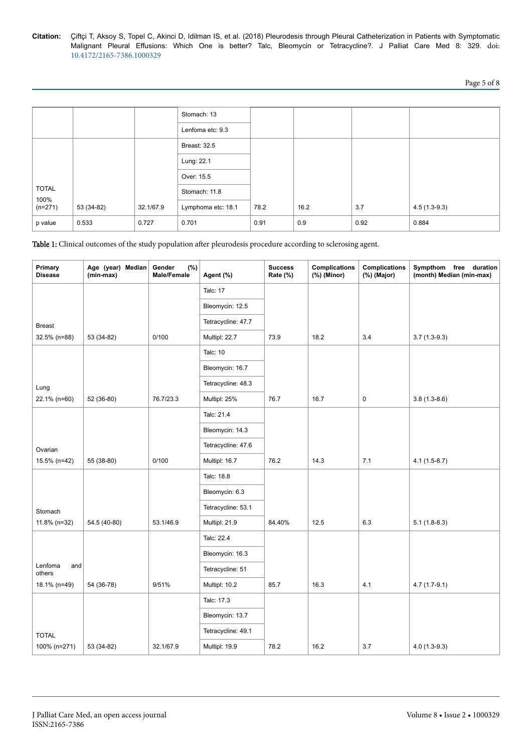|  |  |  |  |  |  |  |  |
|---|---|---|---|---|---|---|---|
|  |  |  | Stomach: 13 |  |  |  |  |
|  |  |  | Lenfoma etc: 9.3 |  |  |  |  |
| TOTAL 100% (n=271) | 53 (34-82) | 32.1/67.9 | Breast: 32.5 | 78.2 | 16.2 | 3.7 | 4.5 (1.3-9.3) |
|  |  |  | Lung: 22.1 |  |  |  |  |
|  |  |  | Over: 15.5 |  |  |  |  |
|  |  |  | Stomach: 11.8 |  |  |  |  |
|  |  |  | Lymphoma etc: 18.1 |  |  |  |  |
| p value | 0.533 | 0.727 | 0.701 | 0.91 | 0.9 | 0.92 | 0.884 |

**Table 1:** Clinical outcomes of the study population after pleurodesis procedure according to sclerosing agent.

| Primary Disease | Age (year) Median (min-max) | Gender (%) Male/Female | Agent (%) | Success Rate (%) | Complications (%) (Minor) | Complications (%) (Major) | Sympthom free duration (month) Median (min-max) |
|---|---|---|---|---|---|---|---|
| Breast 32.5% (n=88) | 53 (34-82) | 0/100 | Talc: 17 | 73.9 | 18.2 | 3.4 | 3.7 (1.3-9.3) |
|  |  |  | Bleomycin: 12.5 |  |  |  |  |
|  |  |  | Tetracycline: 47.7 |  |  |  |  |
|  |  |  | Multipl: 22.7 |  |  |  |  |
| Lung 22.1% (n=60) | 52 (36-80) | 76.7/23.3 | Talc: 10 | 76.7 | 16.7 | 0 | 3.8 (1.3-8.6) |
|  |  |  | Bleomycin: 16.7 |  |  |  |  |
|  |  |  | Tetracycline: 48.3 |  |  |  |  |
|  |  |  | Multipl: 25% |  |  |  |  |
| Ovarian 15.5% (n=42) | 55 (38-80) | 0/100 | Talc: 21.4 | 76.2 | 14.3 | 7.1 | 4.1 (1.5-8.7) |
|  |  |  | Bleomycin: 14.3 |  |  |  |  |
|  |  |  | Tetracycline: 47.6 |  |  |  |  |
|  |  |  | Multipl: 16.7 |  |  |  |  |
| Stomach 11.8% (n=32) | 54.5 (40-80) | 53.1/46.9 | Talc: 18.8 | 84.40% | 12.5 | 6.3 | 5.1 (1.8-8.3) |
|  |  |  | Bleomycin: 6.3 |  |  |  |  |
|  |  |  | Tetracycline: 53.1 |  |  |  |  |
|  |  |  | Multipl: 21.9 |  |  |  |  |
| Lenfoma and others 18.1% (n=49) | 54 (36-78) | 9/51% | Talc: 22.4 | 85.7 | 16.3 | 4.1 | 4.7 (1.7-9.1) |
|  |  |  | Bleomycin: 16.3 |  |  |  |  |
|  |  |  | Tetracycline: 51 |  |  |  |  |
|  |  |  | Multipl: 10.2 |  |  |  |  |
| TOTAL 100% (n=271) | 53 (34-82) | 32.1/67.9 | Talc: 17.3 | 78.2 | 16.2 | 3.7 | 4.0 (1.3-9.3) |
|  |  |  | Bleomycin: 13.7 |  |  |  |  |
|  |  |  | Tetracycline: 49.1 |  |  |  |  |
|  |  |  | Multipl: 19.9 |  |  |  |  |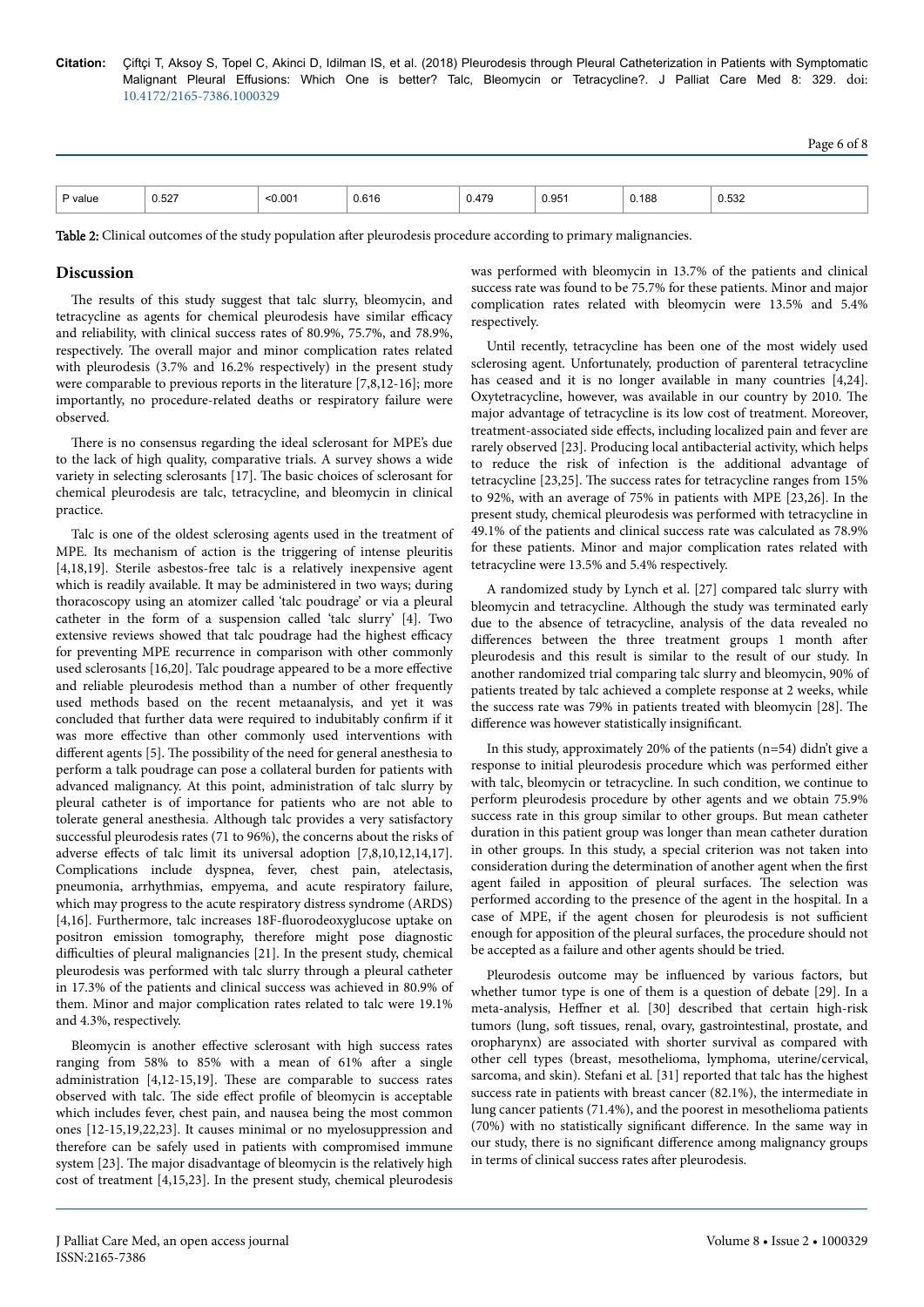| P value | 0.527 | <0.001 | 0.616 | 0.479 | 0.951 | 0.188 | 0.532 |
|---|---|---|---|---|---|---|---|

**Table 2:** Clinical outcomes of the study population after pleurodesis procedure according to primary malignancies.

## Discussion

The results of this study suggest that talc slurry, bleomycin, and tetracycline as agents for chemical pleurodesis have similar efficacy and reliability, with clinical success rates of 80.9%, 75.7%, and 78.9%, respectively. The overall major and minor complication rates related with pleurodesis (3.7% and 16.2% respectively) in the present study were comparable to previous reports in the literature [7,8,12-16]; more importantly, no procedure-related deaths or respiratory failure were observed.

There is no consensus regarding the ideal sclerosant for MPE's due to the lack of high quality, comparative trials. A survey shows a wide variety in selecting sclerosants [17]. The basic choices of sclerosant for chemical pleurodesis are talc, tetracycline, and bleomycin in clinical practice.

Talc is one of the oldest sclerosing agents used in the treatment of MPE. Its mechanism of action is the triggering of intense pleuritis [4,18,19]. Sterile asbestos-free talc is a relatively inexpensive agent which is readily available. It may be administered in two ways; during thoracoscopy using an atomizer called 'talc poudrage' or via a pleural catheter in the form of a suspension called 'talc slurry' [4]. Two extensive reviews showed that talc poudrage had the highest efficacy for preventing MPE recurrence in comparison with other commonly used sclerosants [16,20]. Talc poudrage appeared to be a more effective and reliable pleurodesis method than a number of other frequently used methods based on the recent metaanalysis, and yet it was concluded that further data were required to indubitably confirm if it was more effective than other commonly used interventions with different agents [5]. The possibility of the need for general anesthesia to perform a talk poudrage can pose a collateral burden for patients with advanced malignancy. At this point, administration of talc slurry by pleural catheter is of importance for patients who are not able to tolerate general anesthesia. Although talc provides a very satisfactory successful pleurodesis rates (71 to 96%), the concerns about the risks of adverse effects of talc limit its universal adoption [7,8,10,12,14,17]. Complications include dyspnea, fever, chest pain, atelectasis, pneumonia, arrhythmias, empyema, and acute respiratory failure, which may progress to the acute respiratory distress syndrome (ARDS) [4,16]. Furthermore, talc increases 18F-fluorodeoxyglucose uptake on positron emission tomography, therefore might pose diagnostic difficulties of pleural malignancies [21]. In the present study, chemical pleurodesis was performed with talc slurry through a pleural catheter in 17.3% of the patients and clinical success was achieved in 80.9% of them. Minor and major complication rates related to talc were 19.1% and 4.3%, respectively.

Bleomycin is another effective sclerosant with high success rates ranging from 58% to 85% with a mean of 61% after a single administration [4,12-15,19]. These are comparable to success rates observed with talc. The side effect profile of bleomycin is acceptable which includes fever, chest pain, and nausea being the most common ones [12-15,19,22,23]. It causes minimal or no myelosuppression and therefore can be safely used in patients with compromised immune system [23]. The major disadvantage of bleomycin is the relatively high cost of treatment [4,15,23]. In the present study, chemical pleurodesis was performed with bleomycin in 13.7% of the patients and clinical success rate was found to be 75.7% for these patients. Minor and major complication rates related with bleomycin were 13.5% and 5.4% respectively.

Until recently, tetracycline has been one of the most widely used sclerosing agent. Unfortunately, production of parenteral tetracycline has ceased and it is no longer available in many countries [4,24]. Oxytetracycline, however, was available in our country by 2010. The major advantage of tetracycline is its low cost of treatment. Moreover, treatment-associated side effects, including localized pain and fever are rarely observed [23]. Producing local antibacterial activity, which helps to reduce the risk of infection is the additional advantage of tetracycline [23,25]. The success rates for tetracycline ranges from 15% to 92%, with an average of 75% in patients with MPE [23,26]. In the present study, chemical pleurodesis was performed with tetracycline in 49.1% of the patients and clinical success rate was calculated as 78.9% for these patients. Minor and major complication rates related with tetracycline were 13.5% and 5.4% respectively.

A randomized study by Lynch et al. [27] compared talc slurry with bleomycin and tetracycline. Although the study was terminated early due to the absence of tetracycline, analysis of the data revealed no differences between the three treatment groups 1 month after pleurodesis and this result is similar to the result of our study. In another randomized trial comparing talc slurry and bleomycin, 90% of patients treated by talc achieved a complete response at 2 weeks, while the success rate was 79% in patients treated with bleomycin [28]. The difference was however statistically insignificant.

In this study, approximately 20% of the patients (n=54) didn't give a response to initial pleurodesis procedure which was performed either with talc, bleomycin or tetracycline. In such condition, we continue to perform pleurodesis procedure by other agents and we obtain 75.9% success rate in this group similar to other groups. But mean catheter duration in this patient group was longer than mean catheter duration in other groups. In this study, a special criterion was not taken into consideration during the determination of another agent when the first agent failed in apposition of pleural surfaces. The selection was performed according to the presence of the agent in the hospital. In a case of MPE, if the agent chosen for pleurodesis is not sufficient enough for apposition of the pleural surfaces, the procedure should not be accepted as a failure and other agents should be tried.

Pleurodesis outcome may be influenced by various factors, but whether tumor type is one of them is a question of debate [29]. In a meta-analysis, Heffner et al. [30] described that certain high-risk tumors (lung, soft tissues, renal, ovary, gastrointestinal, prostate, and oropharynx) are associated with shorter survival as compared with other cell types (breast, mesothelioma, lymphoma, uterine/cervical, sarcoma, and skin). Stefani et al. [31] reported that talc has the highest success rate in patients with breast cancer (82.1%), the intermediate in lung cancer patients (71.4%), and the poorest in mesothelioma patients (70%) with no statistically significant difference. In the same way in our study, there is no significant difference among malignancy groups in terms of clinical success rates after pleurodesis.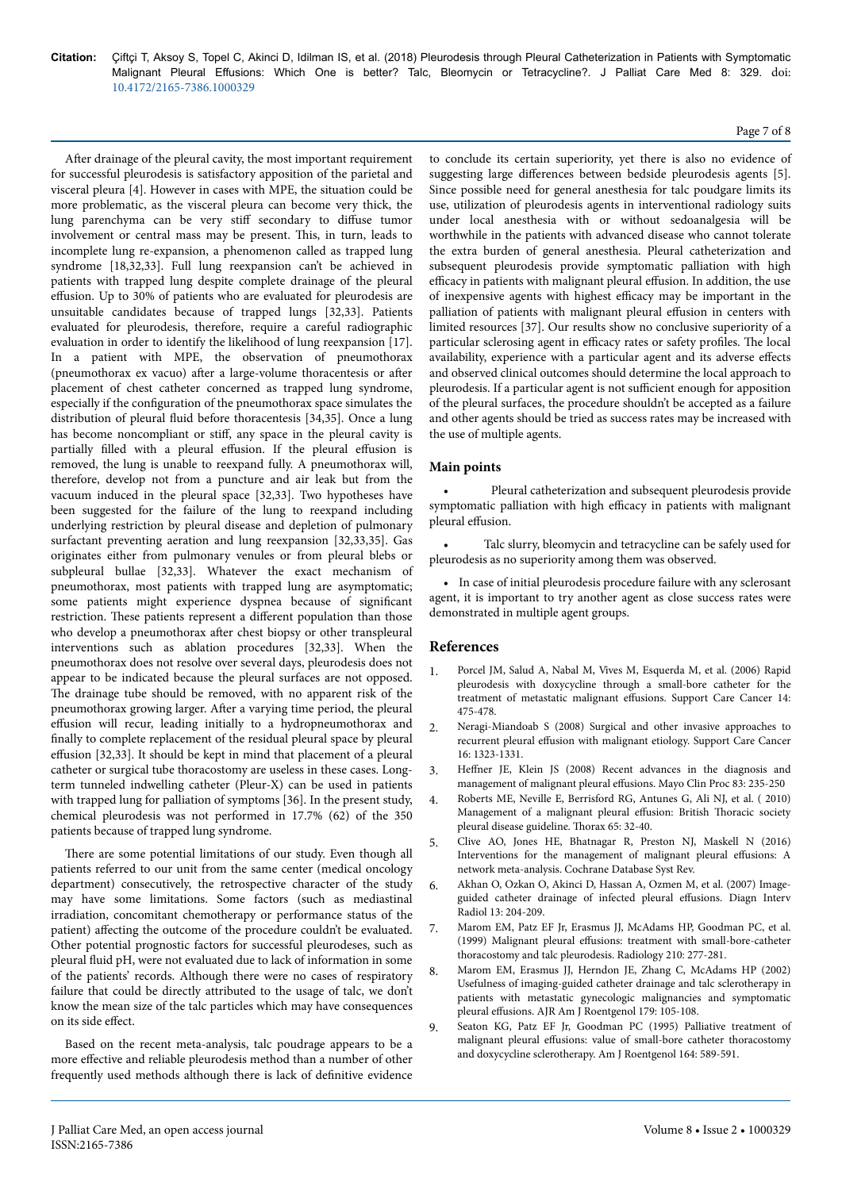After drainage of the pleural cavity, the most important requirement for successful pleurodesis is satisfactory apposition of the parietal and visceral pleura [4]. However in cases with MPE, the situation could be more problematic, as the visceral pleura can become very thick, the lung parenchyma can be very stiff secondary to diffuse tumor involvement or central mass may be present. This, in turn, leads to incomplete lung re-expansion, a phenomenon called as trapped lung syndrome [18,32,33]. Full lung reexpansion can't be achieved in patients with trapped lung despite complete drainage of the pleural effusion. Up to 30% of patients who are evaluated for pleurodesis are unsuitable candidates because of trapped lungs [32,33]. Patients evaluated for pleurodesis, therefore, require a careful radiographic evaluation in order to identify the likelihood of lung reexpansion [17]. In a patient with MPE, the observation of pneumothorax (pneumothorax ex vacuo) after a large-volume thoracentesis or after placement of chest catheter concerned as trapped lung syndrome, especially if the configuration of the pneumothorax space simulates the distribution of pleural fluid before thoracentesis [34,35]. Once a lung has become noncompliant or stiff, any space in the pleural cavity is partially filled with a pleural effusion. If the pleural effusion is removed, the lung is unable to reexpand fully. A pneumothorax will, therefore, develop not from a puncture and air leak but from the vacuum induced in the pleural space [32,33]. Two hypotheses have been suggested for the failure of the lung to reexpand including underlying restriction by pleural disease and depletion of pulmonary surfactant preventing aeration and lung reexpansion [32,33,35]. Gas originates either from pulmonary venules or from pleural blebs or subpleural bullae [32,33]. Whatever the exact mechanism of pneumothorax, most patients with trapped lung are asymptomatic; some patients might experience dyspnea because of significant restriction. These patients represent a different population than those who develop a pneumothorax after chest biopsy or other transpleural interventions such as ablation procedures [32,33]. When the pneumothorax does not resolve over several days, pleurodesis does not appear to be indicated because the pleural surfaces are not opposed. The drainage tube should be removed, with no apparent risk of the pneumothorax growing larger. After a varying time period, the pleural effusion will recur, leading initially to a hydropneumothorax and finally to complete replacement of the residual pleural space by pleural effusion [32,33]. It should be kept in mind that placement of a pleural catheter or surgical tube thoracostomy are useless in these cases. Long-term tunneled indwelling catheter (Pleur-X) can be used in patients with trapped lung for palliation of symptoms [36]. In the present study, chemical pleurodesis was not performed in 17.7% (62) of the 350 patients because of trapped lung syndrome.

There are some potential limitations of our study. Even though all patients referred to our unit from the same center (medical oncology department) consecutively, the retrospective character of the study may have some limitations. Some factors (such as mediastinal irradiation, concomitant chemotherapy or performance status of the patient) affecting the outcome of the procedure couldn't be evaluated. Other potential prognostic factors for successful pleurodeses, such as pleural fluid pH, were not evaluated due to lack of information in some of the patients' records. Although there were no cases of respiratory failure that could be directly attributed to the usage of talc, we don't know the mean size of the talc particles which may have consequences on its side effect.

Based on the recent meta-analysis, talc poudrage appears to be a more effective and reliable pleurodesis method than a number of other frequently used methods although there is lack of definitive evidence to conclude its certain superiority, yet there is also no evidence of suggesting large differences between bedside pleurodesis agents [5]. Since possible need for general anesthesia for talc poudgare limits its use, utilization of pleurodesis agents in interventional radiology suits under local anesthesia with or without sedoanalgesia will be worthwhile in the patients with advanced disease who cannot tolerate the extra burden of general anesthesia. Pleural catheterization and subsequent pleurodesis provide symptomatic palliation with high efficacy in patients with malignant pleural effusion. In addition, the use of inexpensive agents with highest efficacy may be important in the palliation of patients with malignant pleural effusion in centers with limited resources [37]. Our results show no conclusive superiority of a particular sclerosing agent in efficacy rates or safety profiles. The local availability, experience with a particular agent and its adverse effects and observed clinical outcomes should determine the local approach to pleurodesis. If a particular agent is not sufficient enough for apposition of the pleural surfaces, the procedure shouldn't be accepted as a failure and other agents should be tried as success rates may be increased with the use of multiple agents.

## Main points

- Pleural catheterization and subsequent pleurodesis provide symptomatic palliation with high efficacy in patients with malignant pleural effusion.
- Talc slurry, bleomycin and tetracycline can be safely used for pleurodesis as no superiority among them was observed.
- In case of initial pleurodesis procedure failure with any sclerosant agent, it is important to try another agent as close success rates were demonstrated in multiple agent groups.

## References

1. Porcel JM, Salud A, Nabal M, Vives M, Esquerda M, et al. (2006) Rapid pleurodesis with doxycycline through a small-bore catheter for the treatment of metastatic malignant effusions. Support Care Cancer 14: 475-478.
2. Neragi-Miandoab S (2008) Surgical and other invasive approaches to recurrent pleural effusion with malignant etiology. Support Care Cancer 16: 1323-1331.
3. Heffner JE, Klein JS (2008) Recent advances in the diagnosis and management of malignant pleural effusions. Mayo Clin Proc 83: 235-250
4. Roberts ME, Neville E, Berrisford RG, Antunes G, Ali NJ, et al. ( 2010) Management of a malignant pleural effusion: British Thoracic society pleural disease guideline. Thorax 65: 32-40.
5. Clive AO, Jones HE, Bhatnagar R, Preston NJ, Maskell N (2016) Interventions for the management of malignant pleural effusions: A network meta-analysis. Cochrane Database Syst Rev.
6. Akhan O, Ozkan O, Akinci D, Hassan A, Ozmen M, et al. (2007) Image-guided catheter drainage of infected pleural effusions. Diagn Interv Radiol 13: 204-209.
7. Marom EM, Patz EF Jr, Erasmus JJ, McAdams HP, Goodman PC, et al. (1999) Malignant pleural effusions: treatment with small-bore-catheter thoracostomy and talc pleurodesis. Radiology 210: 277-281.
8. Marom EM, Erasmus JJ, Herndon JE, Zhang C, McAdams HP (2002) Usefulness of imaging-guided catheter drainage and talc sclerotherapy in patients with metastatic gynecologic malignancies and symptomatic pleural effusions. AJR Am J Roentgenol 179: 105-108.
9. Seaton KG, Patz EF Jr, Goodman PC (1995) Palliative treatment of malignant pleural effusions: value of small-bore catheter thoracostomy and doxycycline sclerotherapy. Am J Roentgenol 164: 589-591.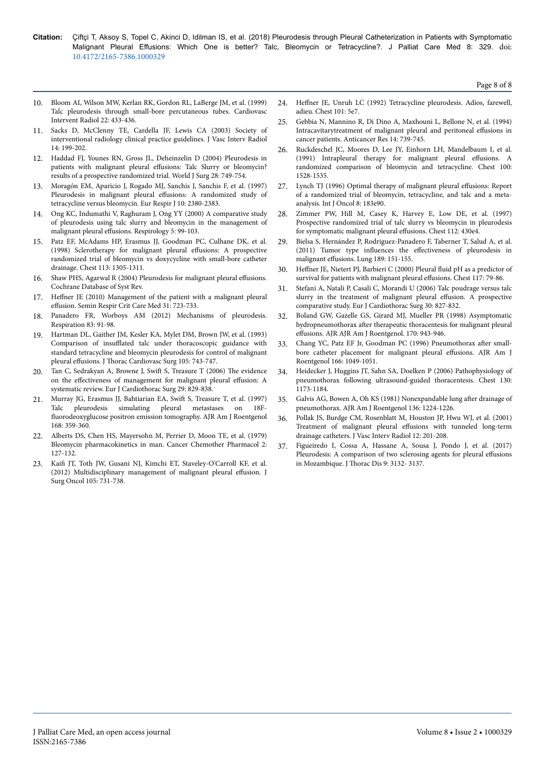10. Bloom AI, Wilson MW, Kerlan RK, Gordon RL, LaBerge JM, et al. (1999) Talc pleurodesis through small-bore percutaneous tubes. Cardiovasc Intervent Radiol 22: 433-436.
11. Sacks D, McClenny TE, Cardella JF, Lewis CA (2003) Society of interventional radiology clinical practice guidelines. J Vasc Interv Radiol 14: 199-202.
12. Haddad FJ, Younes RN, Gross JL, Deheinzelin D (2004) Pleurodesis in patients with malignant pleural effusions: Talc Slurry or bleomycin? results of a prospective randomized trial. World J Surg 28: 749-754.
13. Moragón EM, Aparicio J, Rogado MJ, Sanchis J, Sanchis F, et al. (1997) Pleurodesis in malignant pleural effusions: A randomized study of tetracycline versus bleomycin. Eur Respir J 10: 2380-2383.
14. Ong KC, Indumathi V, Raghuram J, Ong YY (2000) A comparative study of pleurodesis using talc slurry and bleomycin in the management of malignant pleural effusions. Respirology 5: 99-103.
15. Patz EF, McAdams HP, Erasmus JJ, Goodman PC, Culhane DK, et al. (1998) Sclerotherapy for malignant pleural effusions: A prospective randomized trial of bleomycin vs doxycycline with small-bore catheter drainage. Chest 113: 1305-1311.
16. Shaw PHS, Agarwal R (2004) Pleurodesis for malignant pleural effusions. Cochrane Database of Syst Rev.
17. Heffner JE (2010) Management of the patient with a malignant pleural effusion. Semin Respir Crit Care Med 31: 723-733.
18. Panadero FR, Worboys AM (2012) Mechanisms of pleurodesis. Respiration 83: 91-98.
19. Hartman DL, Gaither JM, Kesler KA, Mylet DM, Brown JW, et al. (1993) Comparison of insufflated talc under thoracoscopic guidance with standard tetracycline and bleomycin pleurodesis for control of malignant pleural effusions. J Thorac Cardiovasc Surg 105: 743-747.
20. Tan C, Sedrakyan A, Browne J, Swift S, Treasure T (2006) The evidence on the effectiveness of management for malignant pleural effusion: A systematic review. Eur J Cardiothorac Surg 29: 829-838.
21. Murray JG, Erasmus JJ, Bahtiarian EA, Swift S, Treasure T, et al. (1997) Talc pleurodesis simulating pleural metastases on 18F-fluorodeoxyglucose positron emission tomography. AJR Am J Roentgenol 168: 359-360.
22. Alberts DS, Chen HS, Mayersohn M, Perrier D, Moon TE, et al. (1979) Bleomycin pharmacokinetics in man. Cancer Chemother Pharmacol 2: 127-132.
23. Kaifi JT, Toth JW, Gusani NJ, Kimchi ET, Staveley-O'Carroll KF, et al. (2012) Multidisciplinary management of malignant pleural effusion. J Surg Oncol 105: 731-738.
24. Heffner JE, Unruh LC (1992) Tetracycline pleurodesis. Adios, farewell, adieu. Chest 101: 5e7.
25. Gebbia N, Mannino R, Di Dino A, Maxhouni L, Bellone N, et al. (1994) Intracavitarytreatment of malignant pleural and peritoneal effusions in cancer patients. Anticancer Res 14: 739-745.
26. Ruckdeschel JC, Moores D, Lee JY, Einhorn LH, Mandelbaum I, et al. (1991) Intrapleural therapy for malignant pleural effusions. A randomized comparison of bleomycin and tetracycline. Chest 100: 1528-1535.
27. Lynch TJ (1996) Optimal therapy of malignant pleural effusions: Report of a randomized trial of bleomycin, tetracycline, and talc and a meta-analysis. Int J Oncol 8: 183e90.
28. Zimmer PW, Hill M, Casey K, Harvey E, Low DE, et al. (1997) Prospective randomized trial of talc slurry vs bleomycin in pleurodesis for symptomatic malignant pleural effusions. Chest 112: 430e4.
29. Bielsa S, Hernández P, Rodriguez-Panadero F, Taberner T, Salud A, et al. (2011) Tumor type influences the effectiveness of pleurodesis in malignant effusions. Lung 189: 151-155.
30. Heffner JE, Nietert PJ, Barbieri C (2000) Pleural fluid pH as a predictor of survival for patients with malignant pleural effusions. Chest 117: 79-86.
31. Stefani A, Natali P, Casali C, Morandi U (2006) Talc poudrage versus talc slurry in the treatment of malignant pleural effusion. A prospective comparative study. Eur J Cardiothorac Surg 30: 827-832.
32. Boland GW, Gazelle GS, Girard MJ, Mueller PR (1998) Asymptomatic hydropneumothorax after therapeutic thoracentesis for malignant pleural effusions. AJR AJR Am J Roentgenol. 170: 943-946.
33. Chang YC, Patz EF Jr, Goodman PC (1996) Pneumothorax after small-bore catheter placement for malignant pleural effusions. AJR Am J Roentgenol 166: 1049-1051.
34. Heidecker J, Huggins JT, Sahn SA, Doelken P (2006) Pathophysiology of pneumothorax following ultrasound-guided thoracentesis. Chest 130: 1173-1184.
35. Galvis AG, Bowen A, Oh KS (1981) Nonexpandable lung after drainage of pneumothorax. AJR Am J Roentgenol 136: 1224-1226.
36. Pollak JS, Burdge CM, Rosenblatt M, Houston JP, Hwu WJ, et al. (2001) Treatment of malignant pleural effusions with tunneled long-term drainage catheters. J Vasc Interv Radiol 12: 201-208.
37. Figueiredo I, Cossa A, Hassane A, Sousa J, Pondo J, et al. (2017) Pleurodesis: A comparison of two sclerosing agents for pleural effusions in Mozambique. J Thorac Dis 9: 3132- 3137.